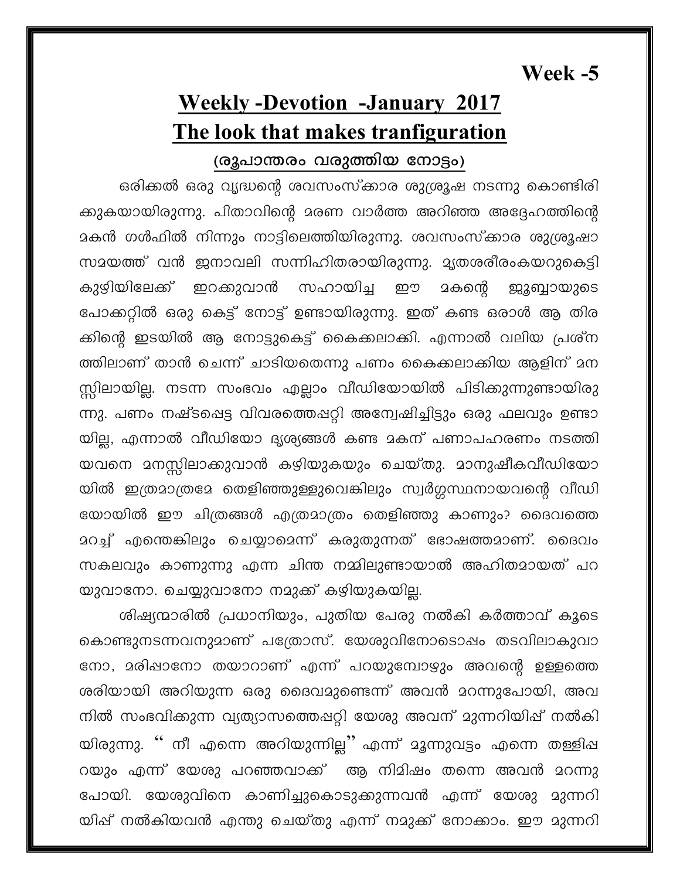Week -5

# Weekly -Devotion -January 2017

# The look that makes tranfiguration

## (രൂപാന്തരം വരുത്തിയ നോട്ടം)

ഒരിക്കൽ ഒരു വൃദ്ധന്റെ ശവസംസ്ക്കാര ശുശ്രൂഷ നടന്നു കൊണ്ടിരിക്കുകയായിരുന്നു. പിതാവിന്റെ മരണ വാർത്ത അറിഞ്ഞ അദ്ദേഹത്തിന്റെ മകൻ ഗൾഫിൽ നിന്നും നാട്ടിലെത്തിയിരുന്നു. ശവസംസ്ക്കാര ശുശ്രൂഷാ സമയത്ത് വൻ ജനാവലി സന്നിഹിതരായിരുന്നു. മൃതശരീരംകയറുകെട്ടി കുഴിയിലേക്ക് ഇറക്കുവാൻ സഹായിച്ച ഈ മകന്റെ ജൂബ്ബായുടെ പോക്കറ്റിൽ ഒരു കെട്ട് നോട്ട് ഉണ്ടായിരുന്നു. ഇത് കണ്ട ഒരാൾ ആ തിരക്കിന്റെ ഇടയിൽ ആ നോട്ടുകെട്ട് കൈക്കലാക്കി. എന്നാൽ വലിയ പ്രശ്നത്തിലാണ് താൻ ചെന്ന് ചാടിയതെന്നു പണം കൈക്കലാക്കിയ ആളിന് മനസ്സിലായില്ല. നടന്ന സംഭവം എല്ലാം വീഡിയോയിൽ പിടിക്കുന്നുണ്ടായിരുന്നു. പണം നഷ്ടപ്പെട്ട വിവരത്തെപ്പറ്റി അന്വേഷിച്ചിട്ടും ഒരു ഫലവും ഉണ്ടായില്ല, എന്നാൽ വീഡിയോ ദൃശ്യങ്ങൾ കണ്ട മകന് പണാപഹരണം നടത്തിയവനെ മനസ്സിലാക്കുവാൻ കഴിയുകയും ചെയ്തു. മാനുഷീകവീഡിയോയിൽ ഇത്രമാത്രമേ തെളിഞ്ഞുള്ളുവെങ്കിലും സ്വർഗ്ഗസ്ഥനായവന്റെ വീഡിയോയിൽ ഈ ചിത്രങ്ങൾ എത്രമാത്രം തെളിഞ്ഞു കാണും? ദൈവത്തെ മറച്ച് എന്തെങ്കിലും ചെയ്യാമെന്ന് കരുതുന്നത് ഭോഷത്തമാണ്. ദൈവം സകലവും കാണുന്നു എന്ന ചിന്ത നമ്മിലുണ്ടായാൽ അഹിതമായത് പറയുവാനോ. ചെയ്യുവാനോ നമുക്ക് കഴിയുകയില്ല.

ശിഷ്യന്മാരിൽ പ്രധാനിയും, പുതിയ പേരു നൽകി കർത്താവ് കൂടെ കൊണ്ടുനടന്നവനുമാണ് പത്രോസ്. യേശുവിനോടൊപ്പം തടവിലാകുവാനോ, മരിപ്പാനോ തയാറാണ് എന്ന് പറയുമ്പോഴും അവന്റെ ഉള്ളത്തെ ശരിയായി അറിയുന്ന ഒരു ദൈവമുണ്ടെന്ന് അവൻ മറന്നുപോയി, അവനിൽ സംഭവിക്കുന്ന വ്യത്യാസത്തെപ്പറ്റി യേശു അവന് മുന്നറിയിപ്പ് നൽകിയിരുന്നു. " നീ എന്നെ അറിയുന്നില്ല" എന്ന് മൂന്നുവട്ടം എന്നെ തള്ളിപ്പറയും എന്ന് യേശു പറഞ്ഞവാക്ക് ആ നിമിഷം തന്നെ അവൻ മറന്നുപോയി. യേശുവിനെ കാണിച്ചുകൊടുക്കുന്നവൻ എന്ന് യേശു മുന്നറിയിപ്പ് നൽകിയവൻ എന്തു ചെയ്തു എന്ന് നമുക്ക് നോക്കാം. ഈ മുന്നറി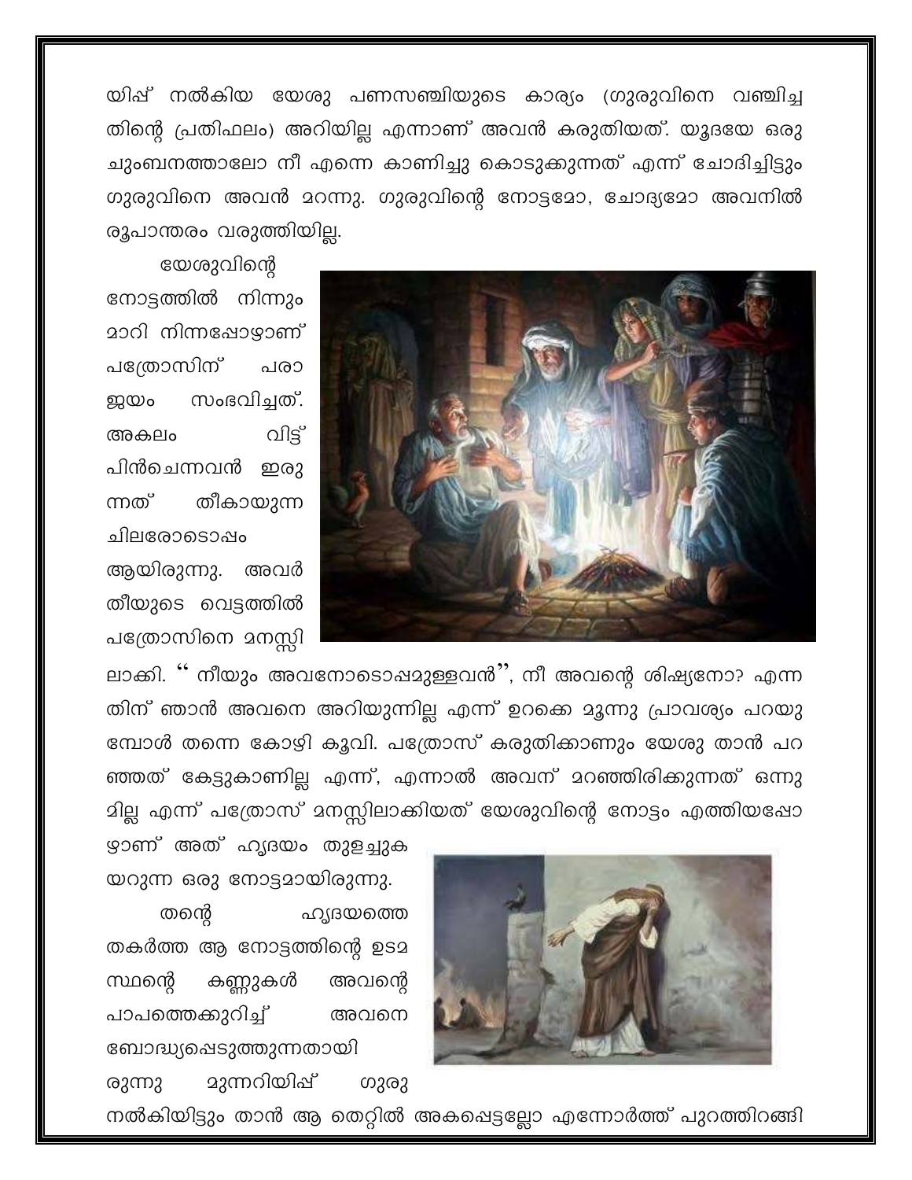യിപ്പ് നൽകിയ യേശു പണസഞ്ചിയുടെ കാര്യം (ഗുരുവിനെ വഞ്ചിച്ചതിന്റെ പ്രതിഫലം) അറിയില്ല എന്നാണ് അവൻ കരുതിയത്. യൂദയേ ഒരു ചുംബനത്താലോ നീ എന്നെ കാണിച്ചു കൊടുക്കുന്നത് എന്ന് ചോദിച്ചിട്ടും ഗുരുവിനെ അവൻ മറന്നു. ഗുരുവിന്റെ നോട്ടമോ, ചോദ്യമോ അവനിൽ രൂപാന്തരം വരുത്തിയില്ല.

യേശുവിന്റെ നോട്ടത്തിൽ നിന്നും മാറി നിന്നപ്പോഴാണ് പത്രോസിന് പരാജയം സംഭവിച്ചത്. അകലം വിട്ട് പിൻചെന്നവൻ ഇരുന്നത് തീകായുന്ന ചിലരോടൊപ്പം ആയിരുന്നു. അവർ തീയുടെ വെട്ടത്തിൽ പത്രോസിനെ മനസ്സിലാക്കി. " നീയും അവനോടൊപ്പമുള്ളവൻ", നീ അവന്റെ ശിഷ്യനോ? എന്നതിന് ഞാൻ അവനെ അറിയുന്നില്ല എന്ന് ഉറക്കെ മൂന്നു പ്രാവശ്യം പറയുമ്പോൾ തന്നെ കോഴി കൂവി. പത്രോസ് കരുതിക്കാണും യേശു താൻ പറഞ്ഞത് കേട്ടുകാണില്ല എന്ന്, എന്നാൽ അവന് മറഞ്ഞിരിക്കുന്നത് ഒന്നുമില്ല എന്ന് പത്രോസ് മനസ്സിലാക്കിയത് യേശുവിന്റെ നോട്ടം എത്തിയപ്പോഴാണ് അത് ഹൃദയം തുളച്ചുകയറുന്ന ഒരു നോട്ടമായിരുന്നു.

തന്റെ ഹൃദയത്തെ തകർത്ത ആ നോട്ടത്തിന്റെ ഉടമസ്ഥന്റെ കണ്ണുകൾ അവന്റെ പാപത്തെക്കുറിച്ച് അവനെ ബോദ്ധ്യപ്പെടുത്തുന്നതായിരുന്നു മുന്നറിയിപ്പ് ഗുരു നൽകിയിട്ടും താൻ ആ തെറ്റിൽ അകപ്പെട്ടല്ലോ എന്നോർത്ത് പുറത്തിറങ്ങി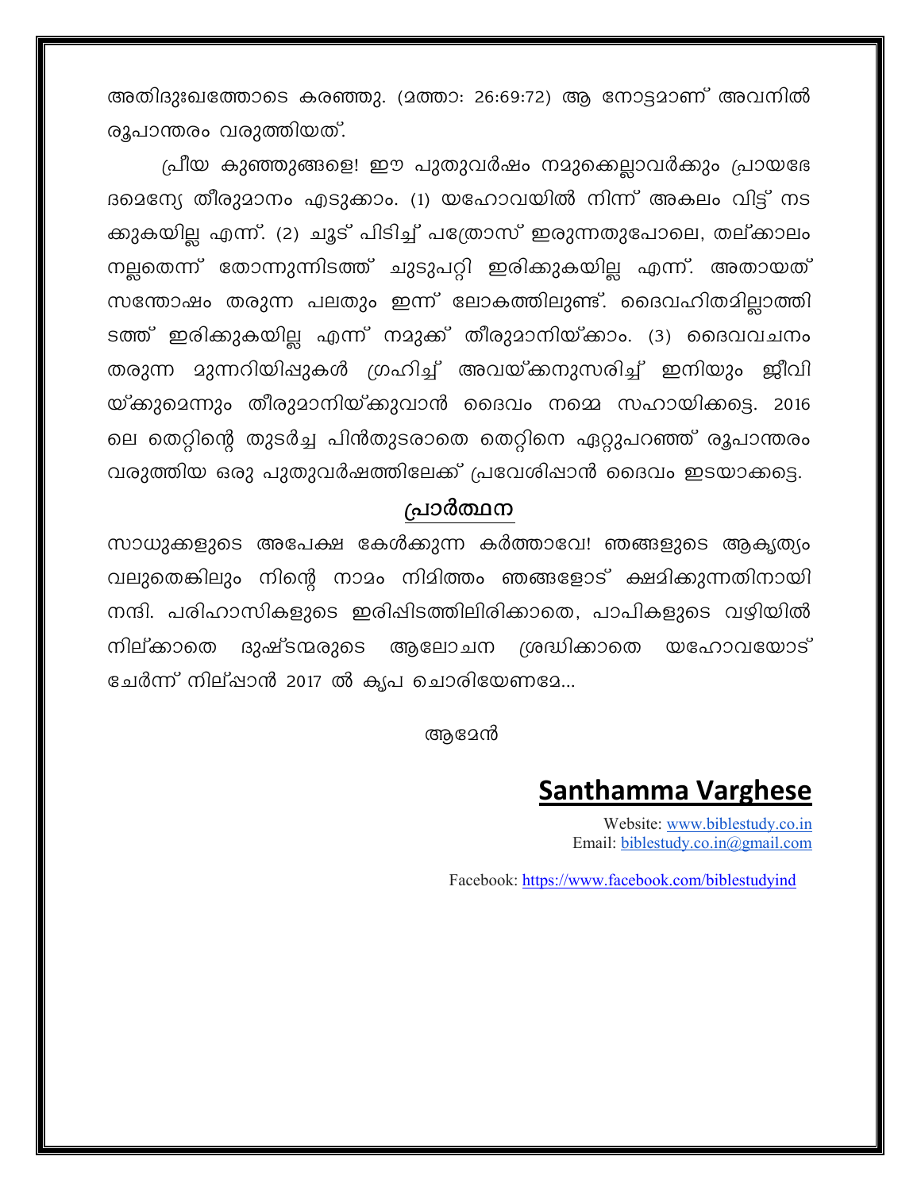അതിദുഃഖത്തോടെ കരഞ്ഞു. (മത്താ: 26:69:72) ആ നോട്ടമാണ് അവനിൽ രൂപാന്തരം വരുത്തിയത്.

പ്രിയ കുഞ്ഞുങ്ങളെ! ഈ പുതുവർഷം നമുക്കെല്ലാവർക്കും പ്രായഭേദമെന്യേ തീരുമാനം എടുക്കാം. (1) യഹോവയിൽ നിന്ന് അകലം വിട്ട് നടക്കുകയില്ല എന്ന്. (2) ചൂട് പിടിച്ച് പത്രോസ് ഇരുന്നതുപോലെ, തല്ക്കാലം നല്ലതെന്ന് തോന്നുന്നിടത്ത് ചുടുപറ്റി ഇരിക്കുകയില്ല എന്ന്. അതായത് സന്തോഷം തരുന്ന പലതും ഇന്ന് ലോകത്തിലുണ്ട്. ദൈവഹിതമില്ലാത്തിടത്ത് ഇരിക്കുകയില്ല എന്ന് നമുക്ക് തീരുമാനിയ്ക്കാം. (3) ദൈവവചനം തരുന്ന മുന്നറിയിപ്പുകൾ ഗ്രഹിച്ച് അവയ്ക്കനുസരിച്ച് ഇനിയും ജീവിയ്ക്കുമെന്നും തീരുമാനിയ്ക്കുവാൻ ദൈവം നമ്മെ സഹായിക്കട്ടെ. 2016 ലെ തെറ്റിന്റെ തുടർച്ച പിൻതുടരാതെ തെറ്റിനെ ഏറ്റുപറഞ്ഞ് രൂപാന്തരം വരുത്തിയ ഒരു പുതുവർഷത്തിലേക്ക് പ്രവേശിപ്പാൻ ദൈവം ഇടയാക്കട്ടെ.

## പ്രാർത്ഥന

സാധുക്കളുടെ അപേക്ഷ കേൾക്കുന്ന കർത്താവേ! ഞങ്ങളുടെ ആകൃത്യം വലുതെങ്കിലും നിന്റെ നാമം നിമിത്തം ഞങ്ങളോട് ക്ഷമിക്കുന്നതിനായി നന്ദി. പരിഹാസികളുടെ ഇരിപ്പിടത്തിലിരിക്കാതെ, പാപികളുടെ വഴിയിൽ നില്ക്കാതെ ദുഷ്ടന്മരുടെ ആലോചന ശ്രദ്ധിക്കാതെ യഹോവയോട് ചേർന്ന് നില്പ്പാൻ 2017 ൽ കൃപ ചൊരിയേണമേ...

ആമേൻ

**Santhamma Varghese**

Website: www.biblestudy.co.in
Email: biblestudy.co.in@gmail.com

Facebook: https://www.facebook.com/biblestudyind